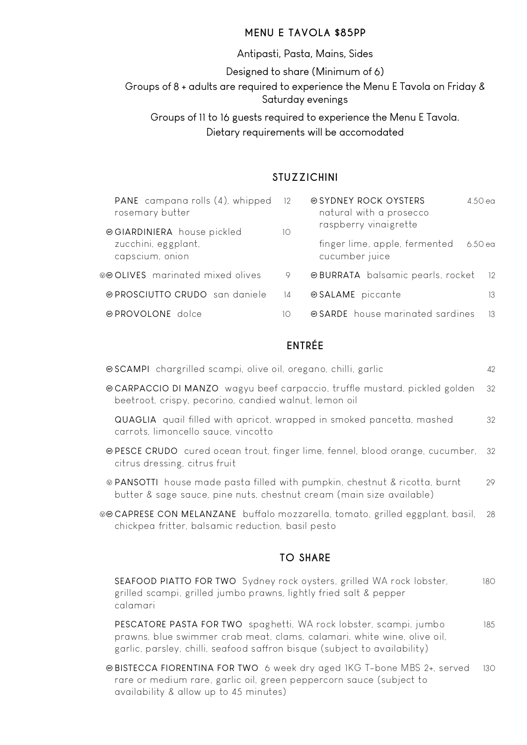## MENU E TAVOLA $85PP

Antipasti, Pasta, Mains, Sides

Designed to share (Minimum of 6)

Groups of 8 + adults are required to experience the Menu E Tavola on Friday & Saturday evenings

Groups of 11 to 16 guests required to experience the Menu E Tavola.

Dietary requirements will be accomodated

## STUZZICHINI

**PANE** campana rolls (4), whipped rosemary butter — 12

GF **GIARDINIERA** house pickled zucchini, eggplant, capscium, onion — 10

V GF **OLIVES** marinated mixed olives — 9

GF **PROSCIUTTO CRUDO** san daniele — 14

GF **PROVOLONE** dolce — 10

GF **SYDNEY ROCK OYSTERS**
natural with a prosecco raspberry vinaigrette — 4.50 ea
finger lime, apple, fermented cucumber juice — 6.50 ea

GF **BURRATA** balsamic pearls, rocket — 12

GF **SALAME** piccante — 13

GF **SARDE** house marinated sardines — 13

## ENTRÉE

GF **SCAMPI** chargrilled scampi, olive oil, oregano, chilli, garlic — 42

GF **CARPACCIO DI MANZO** wagyu beef carpaccio, truffle mustard, pickled golden beetroot, crispy, pecorino, candied walnut, lemon oil — 32

**QUAGLIA** quail filled with apricot, wrapped in smoked pancetta, mashed carrots, limoncello sauce, vincotto — 32

GF **PESCE CRUDO** cured ocean trout, finger lime, fennel, blood orange, cucumber, citrus dressing, citrus fruit — 32

V **PANSOTTI** house made pasta filled with pumpkin, chestnut & ricotta, burnt butter & sage sauce, pine nuts, chestnut cream (main size available) — 29

V GF **CAPRESE CON MELANZANE** buffalo mozzarella, tomato, grilled eggplant, basil, chickpea fritter, balsamic reduction, basil pesto — 28

## TO SHARE

**SEAFOOD PIATTO FOR TWO** Sydney rock oysters, grilled WA rock lobster, grilled scampi, grilled jumbo prawns, lightly fried salt & pepper calamari — 180

**PESCATORE PASTA FOR TWO** spaghetti, WA rock lobster, scampi, jumbo prawns, blue swimmer crab meat, clams, calamari, white wine, olive oil, garlic, parsley, chilli, seafood saffron bisque (subject to availability) — 185

GF **BISTECCA FIORENTINA FOR TWO** 6 week dry aged 1KG T-bone MBS 2+, served rare or medium rare, garlic oil, green peppercorn sauce (subject to availability & allow up to 45 minutes) — 130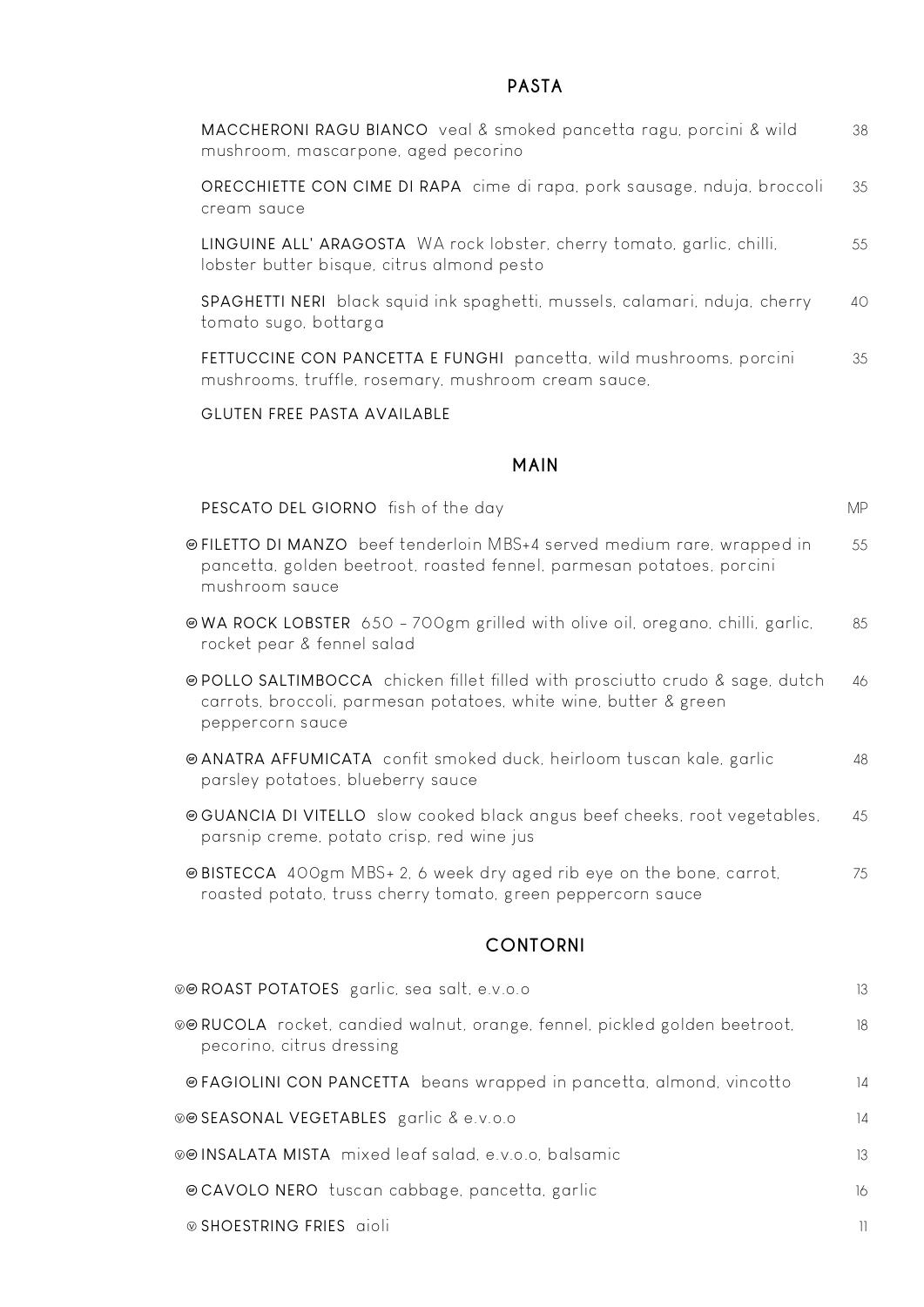## PASTA

**MACCHERONI RAGU BIANCO** veal & smoked pancetta ragu, porcini & wild mushroom, mascarpone, aged pecorino — 38

**ORECCHIETTE CON CIME DI RAPA** cime di rapa, pork sausage, nduja, broccoli cream sauce — 35

**LINGUINE ALL' ARAGOSTA** WA rock lobster, cherry tomato, garlic, chilli, lobster butter bisque, citrus almond pesto — 55

**SPAGHETTI NERI** black squid ink spaghetti, mussels, calamari, nduja, cherry tomato sugo, bottarga — 40

**FETTUCCINE CON PANCETTA E FUNGHI** pancetta, wild mushrooms, porcini mushrooms, truffle, rosemary, mushroom cream sauce, — 35

GLUTEN FREE PASTA AVAILABLE

## MAIN

**PESCATO DEL GIORNO** fish of the day — MP

(GF) **FILETTO DI MANZO** beef tenderloin MBS+4 served medium rare, wrapped in pancetta, golden beetroot, roasted fennel, parmesan potatoes, porcini mushroom sauce — 55

(GF) **WA ROCK LOBSTER** 650 - 700gm grilled with olive oil, oregano, chilli, garlic, rocket pear & fennel salad — 85

(GF) **POLLO SALTIMBOCCA** chicken fillet filled with prosciutto crudo & sage, dutch carrots, broccoli, parmesan potatoes, white wine, butter & green peppercorn sauce — 46

(GF) **ANATRA AFFUMICATA** confit smoked duck, heirloom tuscan kale, garlic parsley potatoes, blueberry sauce — 48

(GF) **GUANCIA DI VITELLO** slow cooked black angus beef cheeks, root vegetables, parsnip creme, potato crisp, red wine jus — 45

(GF) **BISTECCA** 400gm MBS+ 2, 6 week dry aged rib eye on the bone, carrot, roasted potato, truss cherry tomato, green peppercorn sauce — 75

## CONTORNI

(V)(GF) **ROAST POTATOES** garlic, sea salt, e.v.o.o — 13

(V)(GF) **RUCOLA** rocket, candied walnut, orange, fennel, pickled golden beetroot, pecorino, citrus dressing — 18

(GF) **FAGIOLINI CON PANCETTA** beans wrapped in pancetta, almond, vincotto — 14

(V)(GF) **SEASONAL VEGETABLES** garlic & e.v.o.o — 14

(V)(GF) **INSALATA MISTA** mixed leaf salad, e.v.o.o, balsamic — 13

(GF) **CAVOLO NERO** tuscan cabbage, pancetta, garlic — 16

(V) **SHOESTRING FRIES** aioli — 11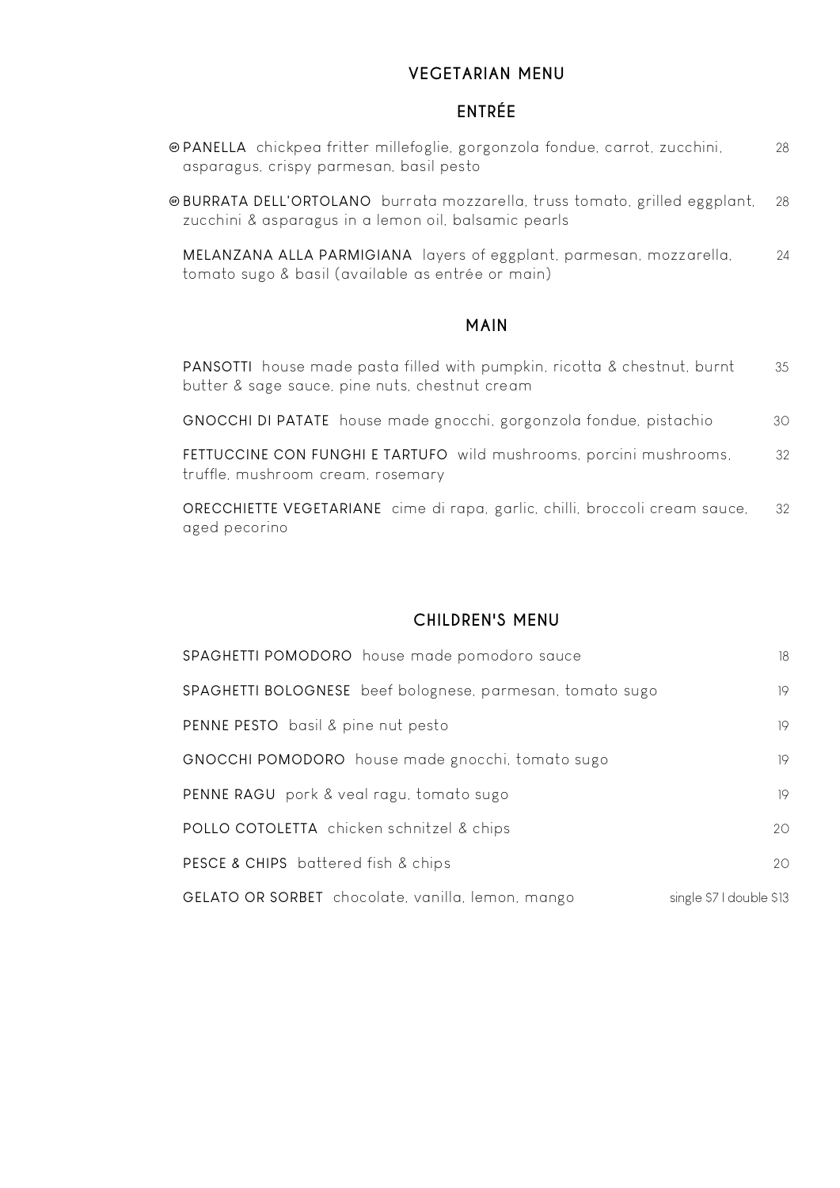# VEGETARIAN MENU

## ENTRÉE

- GF **PANELLA** chickpea fritter millefoglie, gorgonzola fondue, carrot, zucchini, asparagus, crispy parmesan, basil pesto — 28
- GF **BURRATA DELL'ORTOLANO** burrata mozzarella, truss tomato, grilled eggplant, zucchini & asparagus in a lemon oil, balsamic pearls — 28
- **MELANZANA ALLA PARMIGIANA** layers of eggplant, parmesan, mozzarella, tomato sugo & basil (available as entrée or main) — 24

## MAIN

- **PANSOTTI** house made pasta filled with pumpkin, ricotta & chestnut, burnt butter & sage sauce, pine nuts, chestnut cream — 35
- **GNOCCHI DI PATATE** house made gnocchi, gorgonzola fondue, pistachio — 30
- **FETTUCCINE CON FUNGHI E TARTUFO** wild mushrooms, porcini mushrooms, truffle, mushroom cream, rosemary — 32
- **ORECCHIETTE VEGETARIANE** cime di rapa, garlic, chilli, broccoli cream sauce, aged pecorino — 32

# CHILDREN'S MENU

- **SPAGHETTI POMODORO** house made pomodoro sauce — 18
- **SPAGHETTI BOLOGNESE** beef bolognese, parmesan, tomato sugo — 19
- **PENNE PESTO** basil & pine nut pesto — 19
- **GNOCCHI POMODORO** house made gnocchi, tomato sugo — 19
- **PENNE RAGU** pork & veal ragu, tomato sugo — 19
- **POLLO COTOLETTA** chicken schnitzel & chips — 20
- **PESCE & CHIPS** battered fish & chips — 20
- **GELATO OR SORBET** chocolate, vanilla, lemon, mango — single $7 | double $13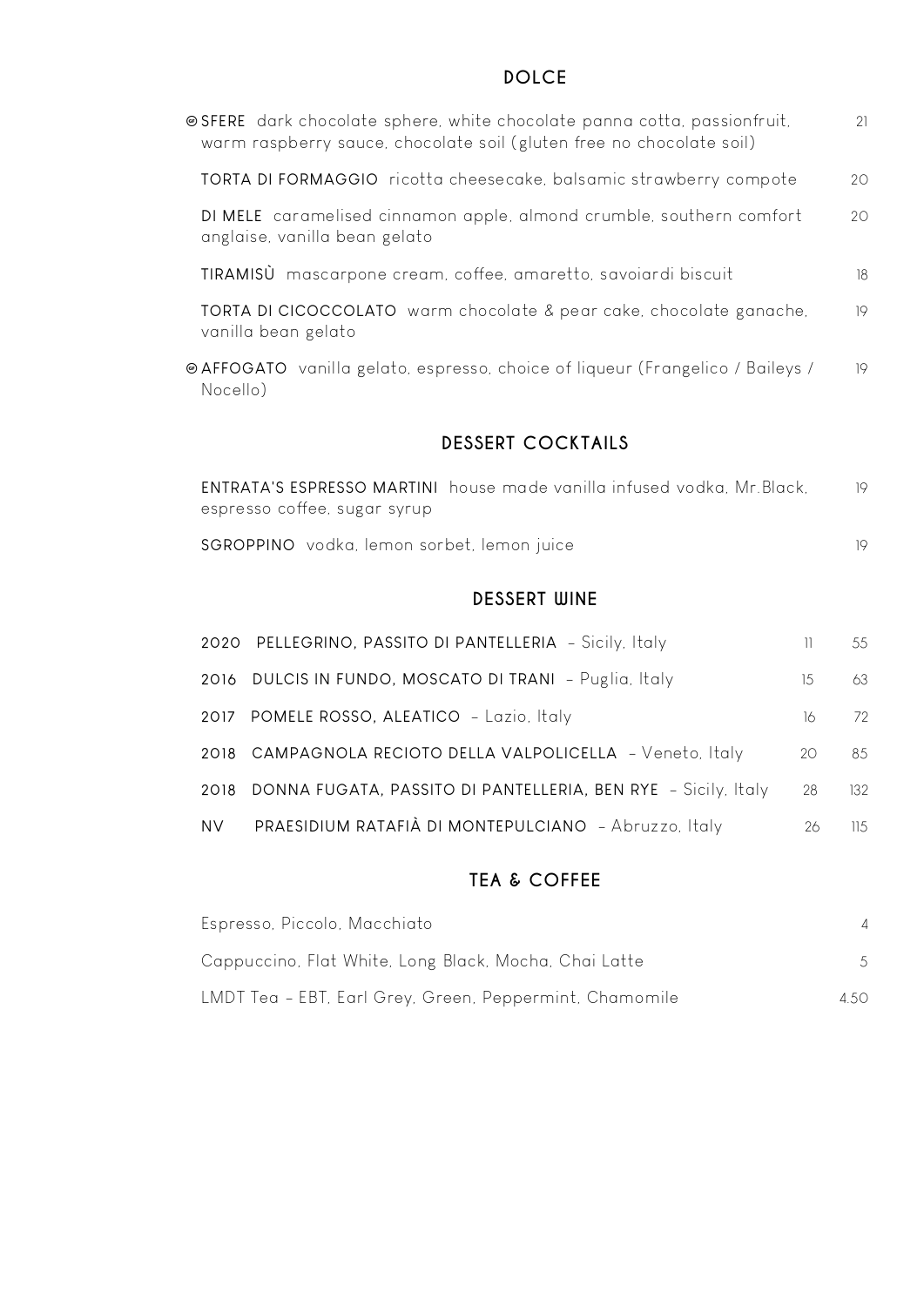## DOLCE

GF **SFERE** dark chocolate sphere, white chocolate panna cotta, passionfruit, warm raspberry sauce, chocolate soil (gluten free no chocolate soil) 21

**TORTA DI FORMAGGIO** ricotta cheesecake, balsamic strawberry compote 20

**DI MELE** caramelised cinnamon apple, almond crumble, southern comfort anglaise, vanilla bean gelato 20

**TIRAMISÙ** mascarpone cream, coffee, amaretto, savoiardi biscuit 18

**TORTA DI CICOCCOLATO** warm chocolate & pear cake, chocolate ganache, vanilla bean gelato 19

GF **AFFOGATO** vanilla gelato, espresso, choice of liqueur (Frangelico / Baileys / Nocello) 19

## DESSERT COCKTAILS

**ENTRATA'S ESPRESSO MARTINI** house made vanilla infused vodka, Mr.Black, espresso coffee, sugar syrup 19

**SGROPPINO** vodka, lemon sorbet, lemon juice 19

## DESSERT WINE

| | | | |
|---|---|---|---|
| 2020 | **PELLEGRINO, PASSITO DI PANTELLERIA** – Sicily, Italy | 11 | 55 |
| 2016 | **DULCIS IN FUNDO, MOSCATO DI TRANI** – Puglia, Italy | 15 | 63 |
| 2017 | **POMELE ROSSO, ALEATICO** – Lazio, Italy | 16 | 72 |
| 2018 | **CAMPAGNOLA RECIOTO DELLA VALPOLICELLA** – Veneto, Italy | 20 | 85 |
| 2018 | **DONNA FUGATA, PASSITO DI PANTELLERIA, BEN RYE** – Sicily, Italy | 28 | 132 |
| NV | **PRAESIDIUM RATAFIÀ DI MONTEPULCIANO** – Abruzzo, Italy | 26 | 115 |

## TEA & COFFEE

Espresso, Piccolo, Macchiato 4

Cappuccino, Flat White, Long Black, Mocha, Chai Latte 5

LMDT Tea – EBT, Earl Grey, Green, Peppermint, Chamomile 4.50